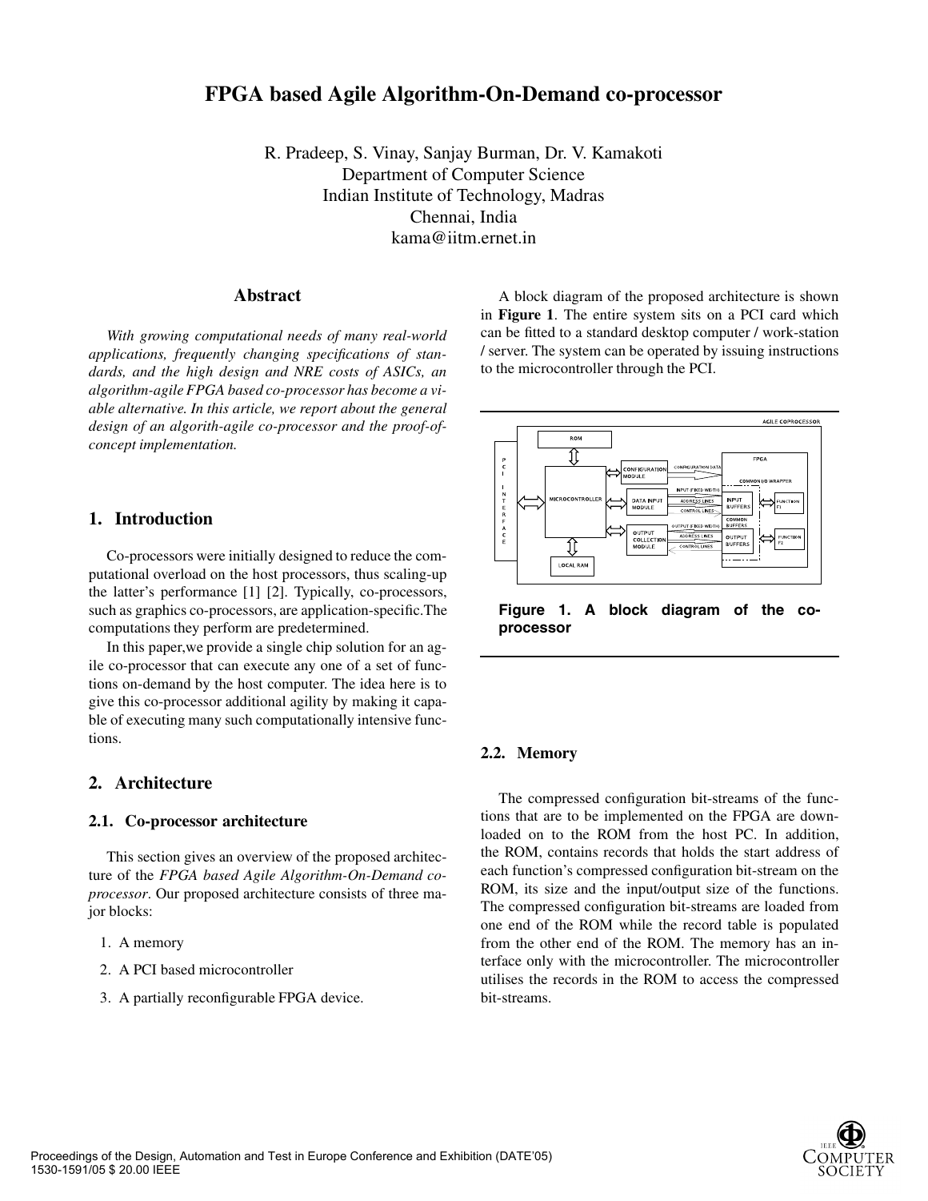# FPGA based Agile Algorithm-On-Demand co-processor

R. Pradeep, S. Vinay, Sanjay Burman, Dr. V. Kamakoti
Department of Computer Science
Indian Institute of Technology, Madras
Chennai, India
kama@iitm.ernet.in

## Abstract

*With growing computational needs of many real-world applications, frequently changing specifications of standards, and the high design and NRE costs of ASICs, an algorithm-agile FPGA based co-processor has become a viable alternative. In this article, we report about the general design of an algorith-agile co-processor and the proof-of-concept implementation.*

## 1. Introduction

Co-processors were initially designed to reduce the computational overload on the host processors, thus scaling-up the latter's performance [1] [2]. Typically, co-processors, such as graphics co-processors, are application-specific.The computations they perform are predetermined.

In this paper,we provide a single chip solution for an agile co-processor that can execute any one of a set of functions on-demand by the host computer. The idea here is to give this co-processor additional agility by making it capable of executing many such computationally intensive functions.

## 2. Architecture

### 2.1. Co-processor architecture

This section gives an overview of the proposed architecture of the *FPGA based Agile Algorithm-On-Demand co-processor*. Our proposed architecture consists of three major blocks:

1. A memory
2. A PCI based microcontroller
3. A partially reconfigurable FPGA device.

A block diagram of the proposed architecture is shown in **Figure 1**. The entire system sits on a PCI card which can be fitted to a standard desktop computer / work-station / server. The system can be operated by issuing instructions to the microcontroller through the PCI.

**Figure 1. A block diagram of the co-processor**

### 2.2. Memory

The compressed configuration bit-streams of the functions that are to be implemented on the FPGA are downloaded on to the ROM from the host PC. In addition, the ROM, contains records that holds the start address of each function's compressed configuration bit-stream on the ROM, its size and the input/output size of the functions. The compressed configuration bit-streams are loaded from one end of the ROM while the record table is populated from the other end of the ROM. The memory has an interface only with the microcontroller. The microcontroller utilises the records in the ROM to access the compressed bit-streams.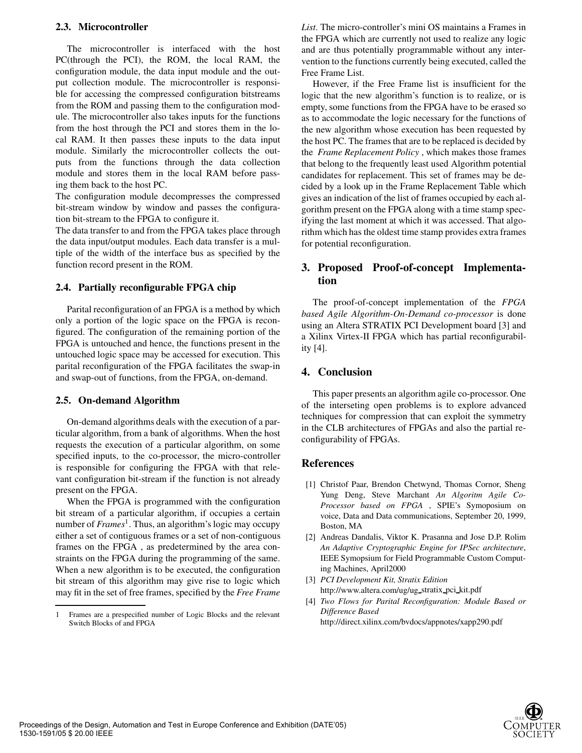### 2.3. Microcontroller

The microcontroller is interfaced with the host PC(through the PCI), the ROM, the local RAM, the configuration module, the data input module and the output collection module. The microcontroller is responsible for accessing the compressed configuration bitstreams from the ROM and passing them to the configuration module. The microcontroller also takes inputs for the functions from the host through the PCI and stores them in the local RAM. It then passes these inputs to the data input module. Similarly the microcontroller collects the outputs from the functions through the data collection module and stores them in the local RAM before passing them back to the host PC.

The configuration module decompresses the compressed bit-stream window by window and passes the configuration bit-stream to the FPGA to configure it.

The data transfer to and from the FPGA takes place through the data input/output modules. Each data transfer is a multiple of the width of the interface bus as specified by the function record present in the ROM.

### 2.4. Partially reconfigurable FPGA chip

Parital reconfiguration of an FPGA is a method by which only a portion of the logic space on the FPGA is reconfigured. The configuration of the remaining portion of the FPGA is untouched and hence, the functions present in the untouched logic space may be accessed for execution. This parital reconfiguration of the FPGA facilitates the swap-in and swap-out of functions, from the FPGA, on-demand.

### 2.5. On-demand Algorithm

On-demand algorithms deals with the execution of a particular algorithm, from a bank of algorithms. When the host requests the execution of a particular algorithm, on some specified inputs, to the co-processor, the micro-controller is responsible for configuring the FPGA with that relevant configuration bit-stream if the function is not already present on the FPGA.

When the FPGA is programmed with the configuration bit stream of a particular algorithm, if occupies a certain number of *Frames*[1]. Thus, an algorithm's logic may occupy either a set of contiguous frames or a set of non-contiguous frames on the FPGA , as predetermined by the area constraints on the FPGA during the programming of the same. When a new algorithm is to be executed, the configuration bit stream of this algorithm may give rise to logic which may fit in the set of free frames, specified by the *Free Frame List*. The micro-controller's mini OS maintains a Frames in the FPGA which are currently not used to realize any logic and are thus potentially programmable without any intervention to the functions currently being executed, called the Free Frame List.

However, if the Free Frame list is insufficient for the logic that the new algorithm's function is to realize, or is empty, some functions from the FPGA have to be erased so as to accommodate the logic necessary for the functions of the new algorithm whose execution has been requested by the host PC. The frames that are to be replaced is decided by the *Frame Replacement Policy* , which makes those frames that belong to the frequently least used Algorithm potential candidates for replacement. This set of frames may be decided by a look up in the Frame Replacement Table which gives an indication of the list of frames occupied by each algorithm present on the FPGA along with a time stamp specifying the last moment at which it was accessed. That algorithm which has the oldest time stamp provides extra frames for potential reconfiguration.

1 Frames are a prespecified number of Logic Blocks and the relevant Switch Blocks of and FPGA

## 3. Proposed Proof-of-concept Implementation

The proof-of-concept implementation of the *FPGA based Agile Algorithm-On-Demand co-processor* is done using an Altera STRATIX PCI Development board [3] and a Xilinx Virtex-II FPGA which has partial reconfigurability [4].

## 4. Conclusion

This paper presents an algorithm agile co-processor. One of the interseting open problems is to explore advanced techniques for compression that can exploit the symmetry in the CLB architectures of FPGAs and also the partial reconfigurability of FPGAs.

## References

[1] Christof Paar, Brendon Chetwynd, Thomas Cornor, Sheng Yung Deng, Steve Marchant *An Algoritm Agile Co-Processor based on FPGA* , SPIE's Symoposium on voice, Data and Data communications, September 20, 1999, Boston, MA

[2] Andreas Dandalis, Viktor K. Prasanna and Jose D.P. Rolim *An Adaptive Cryptographic Engine for IPSec architecture*, IEEE Symopsium for Field Programmable Custom Computing Machines, April2000

[3] *PCI Development Kit, Stratix Edition* http://www.altera.com/ug/ug_stratix_pci_kit.pdf

[4] *Two Flows for Parital Reconfiguration: Module Based or Difference Based* http://direct.xilinx.com/bvdocs/appnotes/xapp290.pdf